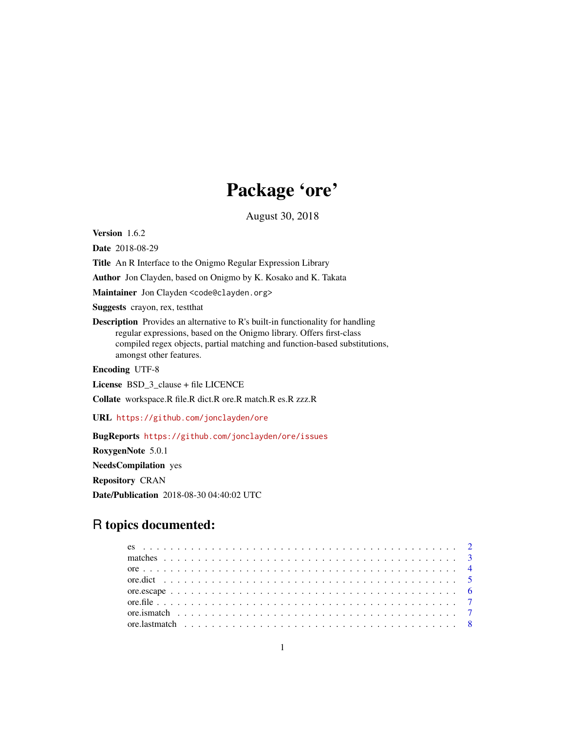# Package 'ore'

August 30, 2018

**Version** 1.6.2

**Date** 2018-08-29

**Title** An R Interface to the Onigmo Regular Expression Library

**Author** Jon Clayden, based on Onigmo by K. Kosako and K. Takata

**Maintainer** Jon Clayden <code@clayden.org>

**Suggests** crayon, rex, testthat

**Description** Provides an alternative to R's built-in functionality for handling regular expressions, based on the Onigmo library. Offers first-class compiled regex objects, partial matching and function-based substitutions, amongst other features.

**Encoding** UTF-8

**License** BSD_3_clause + file LICENCE

**Collate** workspace.R file.R dict.R ore.R match.R es.R zzz.R

**URL** https://github.com/jonclayden/ore

**BugReports** https://github.com/jonclayden/ore/issues

**RoxygenNote** 5.0.1

**NeedsCompilation** yes

**Repository** CRAN

**Date/Publication** 2018-08-30 04:40:02 UTC

## R topics documented:

- es . . . . . . . . . . . . . . . . . . . . . . . . . . . . . . . . . . . . . . . . . . . . . 2
- matches . . . . . . . . . . . . . . . . . . . . . . . . . . . . . . . . . . . . . . . . . . 3
- ore . . . . . . . . . . . . . . . . . . . . . . . . . . . . . . . . . . . . . . . . . . . . . 4
- ore.dict . . . . . . . . . . . . . . . . . . . . . . . . . . . . . . . . . . . . . . . . . . 5
- ore.escape . . . . . . . . . . . . . . . . . . . . . . . . . . . . . . . . . . . . . . . . . 6
- ore.file . . . . . . . . . . . . . . . . . . . . . . . . . . . . . . . . . . . . . . . . . . . 7
- ore.ismatch . . . . . . . . . . . . . . . . . . . . . . . . . . . . . . . . . . . . . . . . 7
- ore.lastmatch . . . . . . . . . . . . . . . . . . . . . . . . . . . . . . . . . . . . . . . 8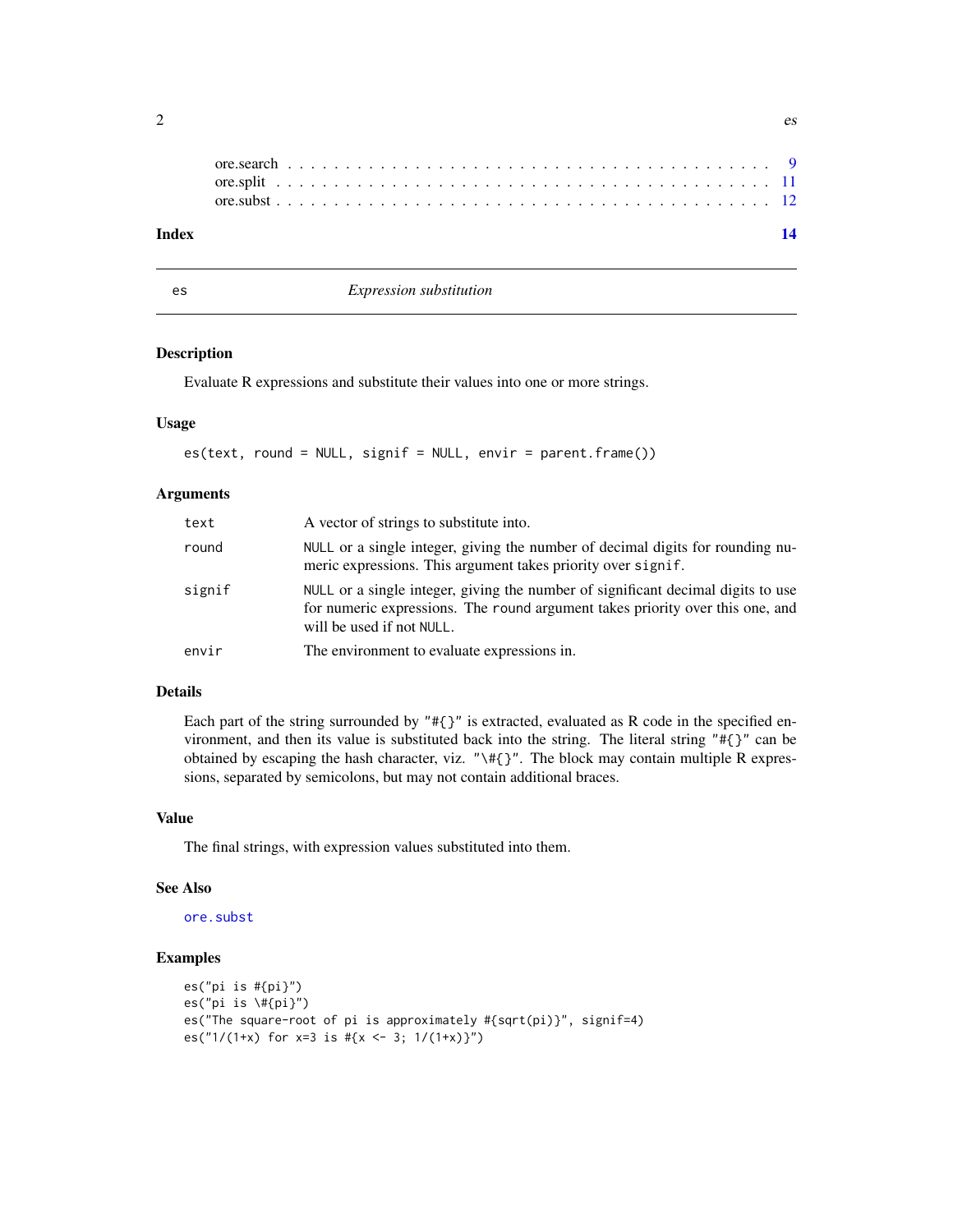ore.search . . . . . . . . . . . . . . . . . . . . . . . . . . . . . . . . . . . . . . . 9
ore.split . . . . . . . . . . . . . . . . . . . . . . . . . . . . . . . . . . . . . . . . 11
ore.subst . . . . . . . . . . . . . . . . . . . . . . . . . . . . . . . . . . . . . . . . 12

**Index** **14**

---

`es` *Expression substitution*

---

### Description

Evaluate R expressions and substitute their values into one or more strings.

### Usage

```
es(text, round = NULL, signif = NULL, envir = parent.frame())
```

### Arguments

| | |
|---|---|
| `text` | A vector of strings to substitute into. |
| `round` | `NULL` or a single integer, giving the number of decimal digits for rounding numeric expressions. This argument takes priority over `signif`. |
| `signif` | `NULL` or a single integer, giving the number of significant decimal digits to use for numeric expressions. The `round` argument takes priority over this one, and will be used if not `NULL`. |
| `envir` | The environment to evaluate expressions in. |

### Details

Each part of the string surrounded by `"#{}"` is extracted, evaluated as R code in the specified environment, and then its value is substituted back into the string. The literal string `"#{}"` can be obtained by escaping the hash character, viz. `"\#{}"`. The block may contain multiple R expressions, separated by semicolons, but may not contain additional braces.

### Value

The final strings, with expression values substituted into them.

### See Also

`ore.subst`

### Examples

```
es("pi is #{pi}")
es("pi is \#{pi}")
es("The square-root of pi is approximately #{sqrt(pi)}", signif=4)
es("1/(1+x) for x=3 is #{x <- 3; 1/(1+x)}")
```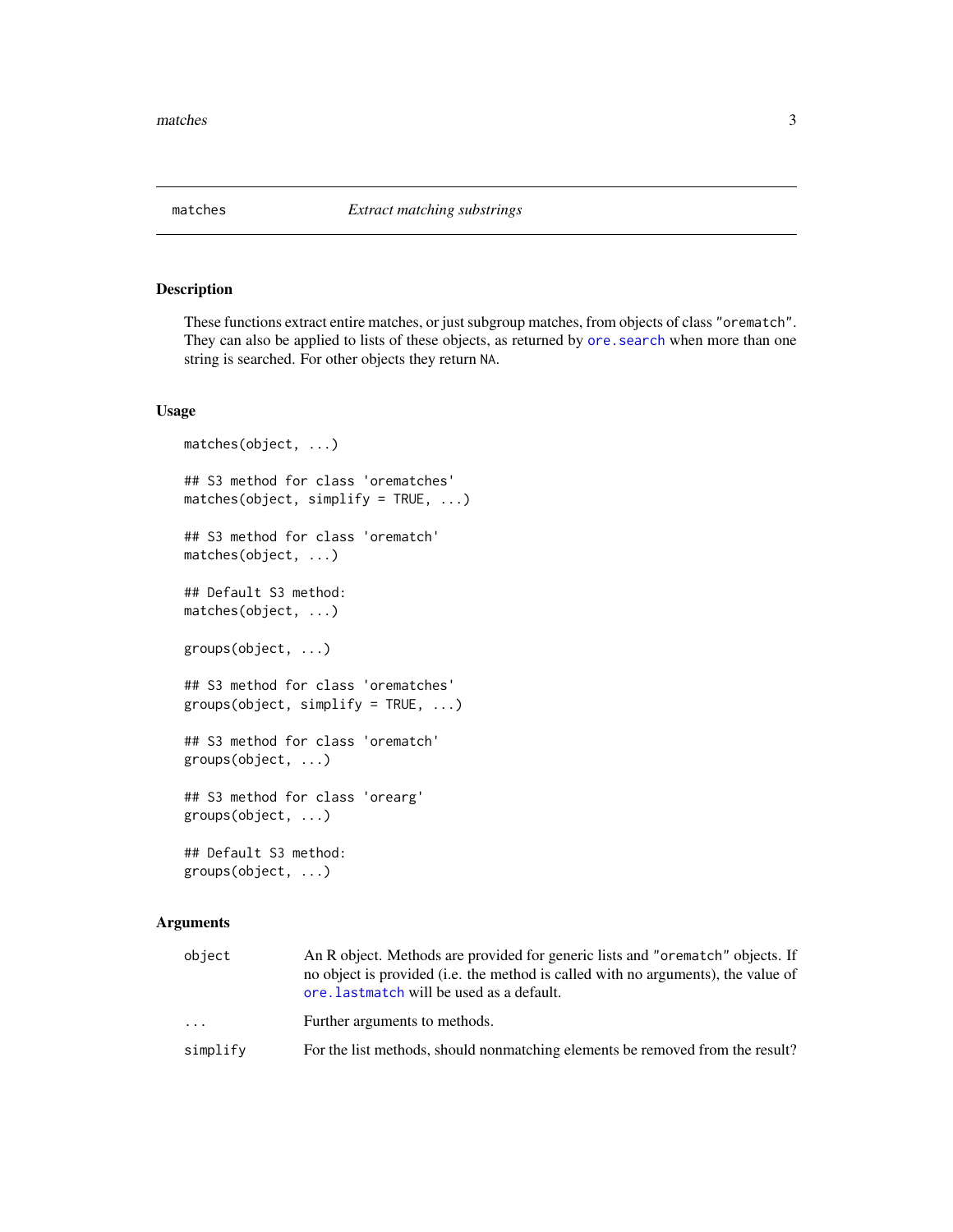# matches — *Extract matching substrings*

## Description

These functions extract entire matches, or just subgroup matches, from objects of class `"orematch"`. They can also be applied to lists of these objects, as returned by `ore.search` when more than one string is searched. For other objects they return `NA`.

## Usage

```
matches(object, ...)

## S3 method for class 'orematches'
matches(object, simplify = TRUE, ...)

## S3 method for class 'orematch'
matches(object, ...)

## Default S3 method:
matches(object, ...)

groups(object, ...)

## S3 method for class 'orematches'
groups(object, simplify = TRUE, ...)

## S3 method for class 'orematch'
groups(object, ...)

## S3 method for class 'orearg'
groups(object, ...)

## Default S3 method:
groups(object, ...)
```

## Arguments

| | |
|---|---|
| `object` | An R object. Methods are provided for generic lists and `"orematch"` objects. If no object is provided (i.e. the method is called with no arguments), the value of `ore.lastmatch` will be used as a default. |
| `...` | Further arguments to methods. |
| `simplify` | For the list methods, should nonmatching elements be removed from the result? |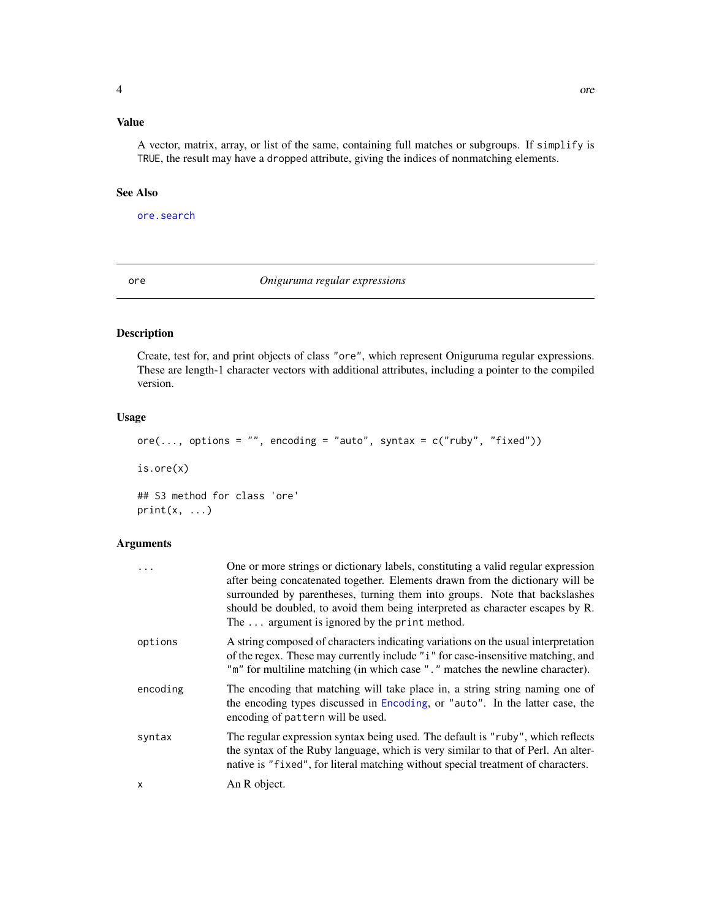### Value

A vector, matrix, array, or list of the same, containing full matches or subgroups. If `simplify` is `TRUE`, the result may have a `dropped` attribute, giving the indices of nonmatching elements.

### See Also

`ore.search`

---

## ore — *Oniguruma regular expressions*

---

### Description

Create, test for, and print objects of class `"ore"`, which represent Oniguruma regular expressions. These are length-1 character vectors with additional attributes, including a pointer to the compiled version.

### Usage

```
ore(..., options = "", encoding = "auto", syntax = c("ruby", "fixed"))

is.ore(x)

## S3 method for class 'ore'
print(x, ...)
```

### Arguments

| | |
|---|---|
| `...` | One or more strings or dictionary labels, constituting a valid regular expression after being concatenated together. Elements drawn from the dictionary will be surrounded by parentheses, turning them into groups. Note that backslashes should be doubled, to avoid them being interpreted as character escapes by R. The `...` argument is ignored by the `print` method. |
| `options` | A string composed of characters indicating variations on the usual interpretation of the regex. These may currently include `"i"` for case-insensitive matching, and `"m"` for multiline matching (in which case `"."` matches the newline character). |
| `encoding` | The encoding that matching will take place in, a string string naming one of the encoding types discussed in `Encoding`, or `"auto"`. In the latter case, the encoding of `pattern` will be used. |
| `syntax` | The regular expression syntax being used. The default is `"ruby"`, which reflects the syntax of the Ruby language, which is very similar to that of Perl. An alternative is `"fixed"`, for literal matching without special treatment of characters. |
| `x` | An R object. |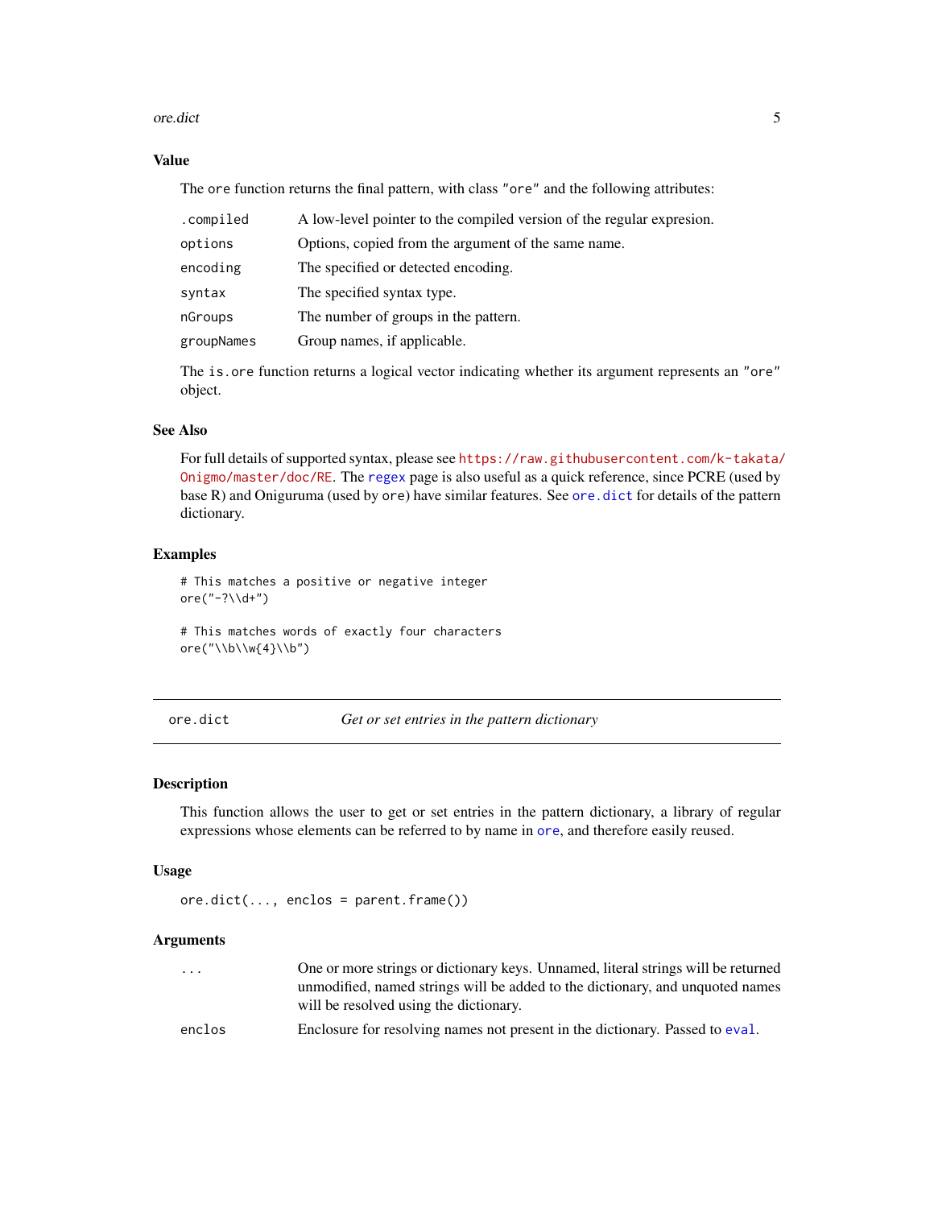### Value

The `ore` function returns the final pattern, with class `"ore"` and the following attributes:

| | |
|---|---|
| `.compiled` | A low-level pointer to the compiled version of the regular expresion. |
| `options` | Options, copied from the argument of the same name. |
| `encoding` | The specified or detected encoding. |
| `syntax` | The specified syntax type. |
| `nGroups` | The number of groups in the pattern. |
| `groupNames` | Group names, if applicable. |

The `is.ore` function returns a logical vector indicating whether its argument represents an `"ore"` object.

### See Also

For full details of supported syntax, please see https://raw.githubusercontent.com/k-takata/Onigmo/master/doc/RE. The `regex` page is also useful as a quick reference, since PCRE (used by base R) and Oniguruma (used by `ore`) have similar features. See `ore.dict` for details of the pattern dictionary.

### Examples

```
# This matches a positive or negative integer
ore("-?\\d+")

# This matches words of exactly four characters
ore("\\b\\w{4}\\b")
```

---

## ore.dict — *Get or set entries in the pattern dictionary*

### Description

This function allows the user to get or set entries in the pattern dictionary, a library of regular expressions whose elements can be referred to by name in `ore`, and therefore easily reused.

### Usage

```
ore.dict(..., enclos = parent.frame())
```

### Arguments

| | |
|---|---|
| `...` | One or more strings or dictionary keys. Unnamed, literal strings will be returned unmodified, named strings will be added to the dictionary, and unquoted names will be resolved using the dictionary. |
| `enclos` | Enclosure for resolving names not present in the dictionary. Passed to `eval`. |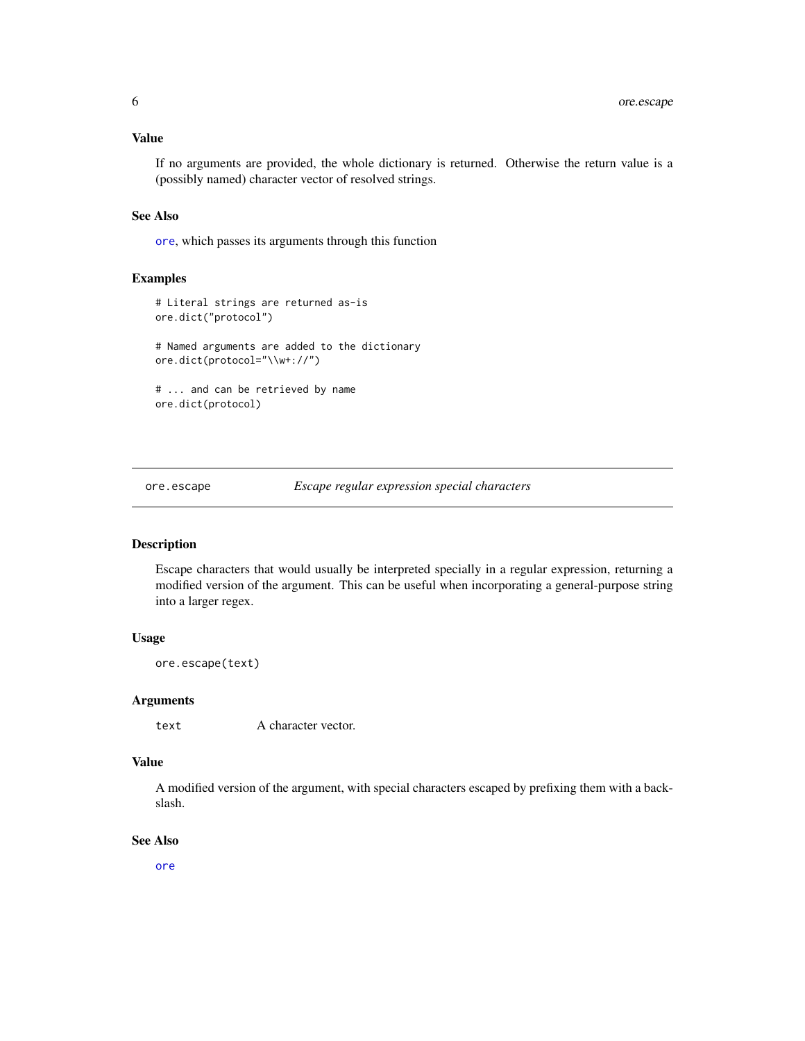### Value

If no arguments are provided, the whole dictionary is returned. Otherwise the return value is a (possibly named) character vector of resolved strings.

### See Also

`ore`, which passes its arguments through this function

### Examples

```
# Literal strings are returned as-is
ore.dict("protocol")

# Named arguments are added to the dictionary
ore.dict(protocol="\\w+://")

# ... and can be retrieved by name
ore.dict(protocol)
```

---

## ore.escape *Escape regular expression special characters*

### Description

Escape characters that would usually be interpreted specially in a regular expression, returning a modified version of the argument. This can be useful when incorporating a general-purpose string into a larger regex.

### Usage

```
ore.escape(text)
```

### Arguments

| | |
|---|---|
| `text` | A character vector. |

### Value

A modified version of the argument, with special characters escaped by prefixing them with a backslash.

### See Also

`ore`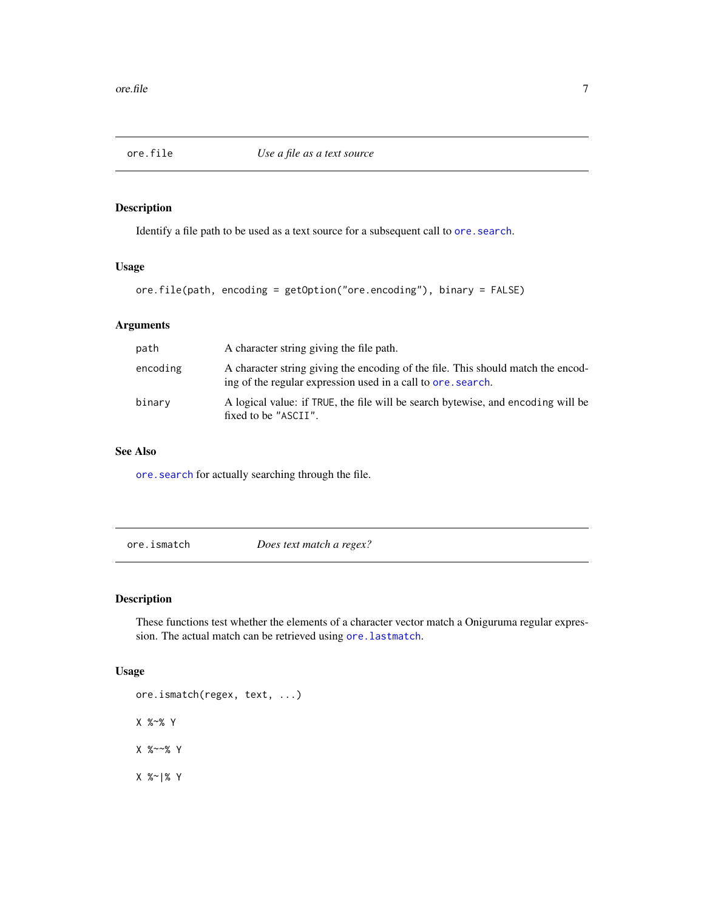## ore.file — *Use a file as a text source*

### Description

Identify a file path to be used as a text source for a subsequent call to `ore.search`.

### Usage

```
ore.file(path, encoding = getOption("ore.encoding"), binary = FALSE)
```

### Arguments

| | |
|---|---|
| `path` | A character string giving the file path. |
| `encoding` | A character string giving the encoding of the file. This should match the encoding of the regular expression used in a call to `ore.search`. |
| `binary` | A logical value: if `TRUE`, the file will be search bytewise, and `encoding` will be fixed to be `"ASCII"`. |

### See Also

`ore.search` for actually searching through the file.

## ore.ismatch — *Does text match a regex?*

### Description

These functions test whether the elements of a character vector match a Oniguruma regular expression. The actual match can be retrieved using `ore.lastmatch`.

### Usage

```
ore.ismatch(regex, text, ...)

X %~% Y

X %~~% Y

X %~|% Y
```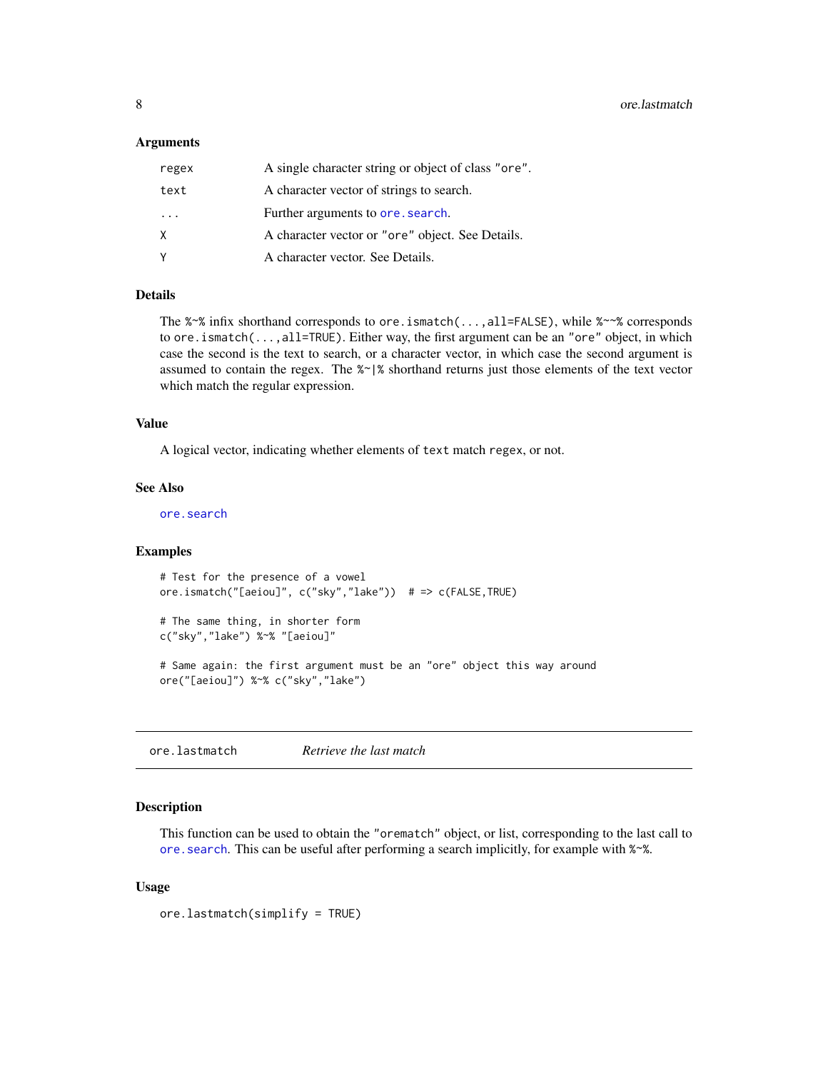### Arguments

| | |
|---|---|
| `regex` | A single character string or object of class `"ore"`. |
| `text` | A character vector of strings to search. |
| `...` | Further arguments to `ore.search`. |
| `X` | A character vector or `"ore"` object. See Details. |
| `Y` | A character vector. See Details. |

### Details

The `%~%` infix shorthand corresponds to `ore.ismatch(...,all=FALSE)`, while `%~~%` corresponds to `ore.ismatch(...,all=TRUE)`. Either way, the first argument can be an `"ore"` object, in which case the second is the text to search, or a character vector, in which case the second argument is assumed to contain the regex. The `%~|%` shorthand returns just those elements of the text vector which match the regular expression.

### Value

A logical vector, indicating whether elements of `text` match `regex`, or not.

### See Also

`ore.search`

### Examples

```
# Test for the presence of a vowel
ore.ismatch("[aeiou]", c("sky","lake"))  # => c(FALSE,TRUE)

# The same thing, in shorter form
c("sky","lake") %~% "[aeiou]"

# Same again: the first argument must be an "ore" object this way around
ore("[aeiou]") %~% c("sky","lake")
```

---

## `ore.lastmatch` *Retrieve the last match*

### Description

This function can be used to obtain the `"orematch"` object, or list, corresponding to the last call to `ore.search`. This can be useful after performing a search implicitly, for example with `%~%`.

### Usage

```
ore.lastmatch(simplify = TRUE)
```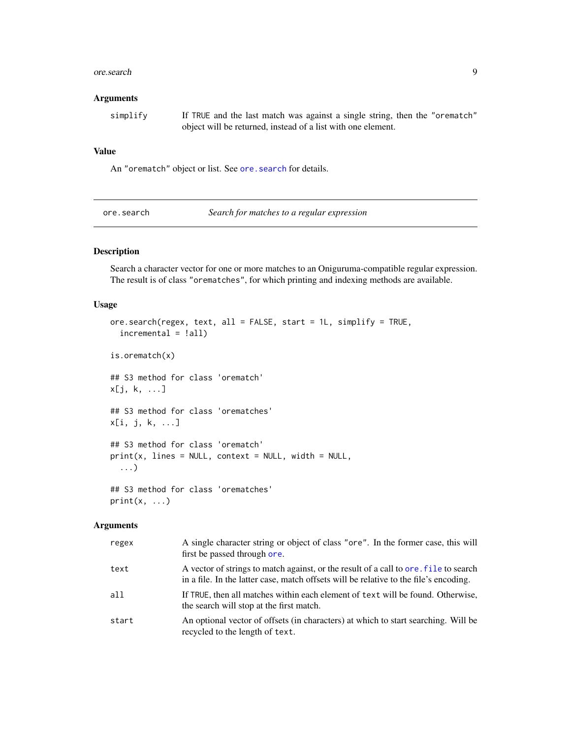### Arguments

| | |
|---|---|
| `simplify` | If `TRUE` and the last match was against a single string, then the `"orematch"` object will be returned, instead of a list with one element. |

### Value

An `"orematch"` object or list. See `ore.search` for details.

---

## ore.search — *Search for matches to a regular expression*

---

### Description

Search a character vector for one or more matches to an Oniguruma-compatible regular expression. The result is of class `"orematches"`, for which printing and indexing methods are available.

### Usage

```
ore.search(regex, text, all = FALSE, start = 1L, simplify = TRUE,
  incremental = !all)

is.orematch(x)

## S3 method for class 'orematch'
x[j, k, ...]

## S3 method for class 'orematches'
x[i, j, k, ...]

## S3 method for class 'orematch'
print(x, lines = NULL, context = NULL, width = NULL,
  ...)

## S3 method for class 'orematches'
print(x, ...)
```

### Arguments

| | |
|---|---|
| `regex` | A single character string or object of class `"ore"`. In the former case, this will first be passed through `ore`. |
| `text` | A vector of strings to match against, or the result of a call to `ore.file` to search in a file. In the latter case, match offsets will be relative to the file's encoding. |
| `all` | If `TRUE`, then all matches within each element of `text` will be found. Otherwise, the search will stop at the first match. |
| `start` | An optional vector of offsets (in characters) at which to start searching. Will be recycled to the length of `text`. |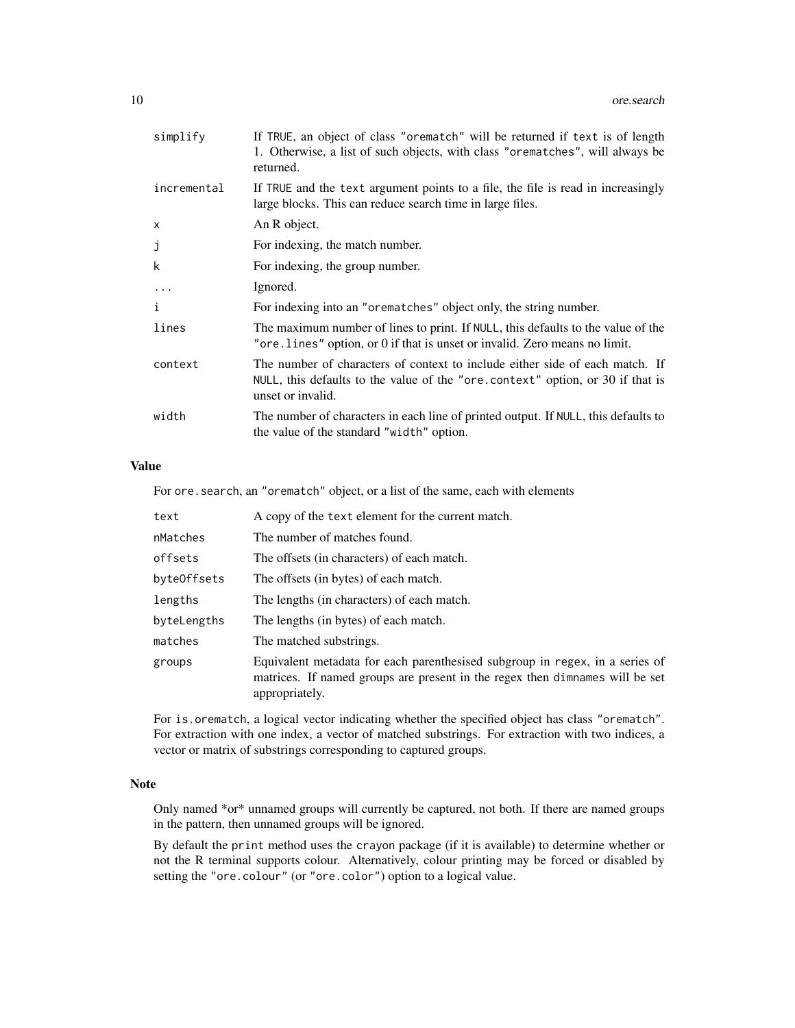| | |
|---|---|
| `simplify` | If `TRUE`, an object of class `"orematch"` will be returned if `text` is of length 1. Otherwise, a list of such objects, with class `"orematches"`, will always be returned. |
| `incremental` | If `TRUE` and the `text` argument points to a file, the file is read in increasingly large blocks. This can reduce search time in large files. |
| `x` | An R object. |
| `j` | For indexing, the match number. |
| `k` | For indexing, the group number. |
| `...` | Ignored. |
| `i` | For indexing into an `"orematches"` object only, the string number. |
| `lines` | The maximum number of lines to print. If `NULL`, this defaults to the value of the `"ore.lines"` option, or 0 if that is unset or invalid. Zero means no limit. |
| `context` | The number of characters of context to include either side of each match. If `NULL`, this defaults to the value of the `"ore.context"` option, or 30 if that is unset or invalid. |
| `width` | The number of characters in each line of printed output. If `NULL`, this defaults to the value of the standard `"width"` option. |

## Value

For `ore.search`, an `"orematch"` object, or a list of the same, each with elements

| | |
|---|---|
| `text` | A copy of the `text` element for the current match. |
| `nMatches` | The number of matches found. |
| `offsets` | The offsets (in characters) of each match. |
| `byteOffsets` | The offsets (in bytes) of each match. |
| `lengths` | The lengths (in characters) of each match. |
| `byteLengths` | The lengths (in bytes) of each match. |
| `matches` | The matched substrings. |
| `groups` | Equivalent metadata for each parenthesised subgroup in `regex`, in a series of matrices. If named groups are present in the regex then `dimnames` will be set appropriately. |

For `is.orematch`, a logical vector indicating whether the specified object has class `"orematch"`. For extraction with one index, a vector of matched substrings. For extraction with two indices, a vector or matrix of substrings corresponding to captured groups.

## Note

Only named *or* unnamed groups will currently be captured, not both. If there are named groups in the pattern, then unnamed groups will be ignored.

By default the `print` method uses the `crayon` package (if it is available) to determine whether or not the R terminal supports colour. Alternatively, colour printing may be forced or disabled by setting the `"ore.colour"` (or `"ore.color"`) option to a logical value.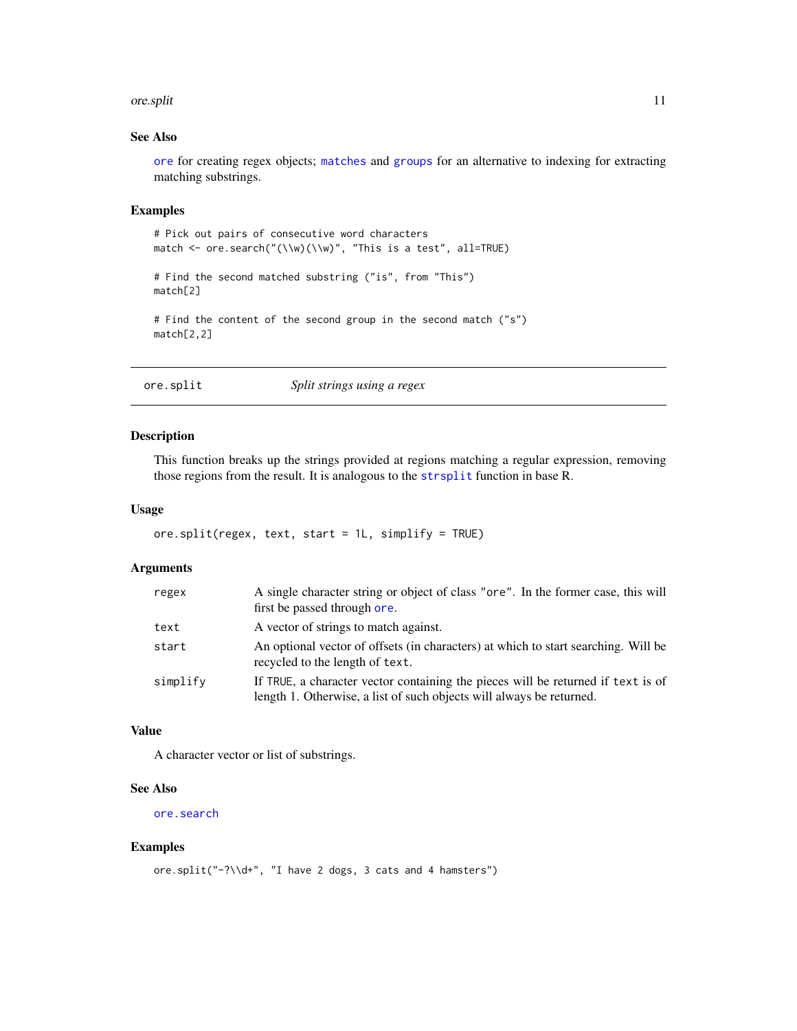### See Also

`ore` for creating regex objects; `matches` and `groups` for an alternative to indexing for extracting matching substrings.

### Examples

```
# Pick out pairs of consecutive word characters
match <- ore.search("(\\w)(\\w)", "This is a test", all=TRUE)

# Find the second matched substring ("is", from "This")
match[2]

# Find the content of the second group in the second match ("s")
match[2,2]
```

---

## ore.split — *Split strings using a regex*

---

### Description

This function breaks up the strings provided at regions matching a regular expression, removing those regions from the result. It is analogous to the `strsplit` function in base R.

### Usage

```
ore.split(regex, text, start = 1L, simplify = TRUE)
```

### Arguments

| | |
|---|---|
| `regex` | A single character string or object of class `"ore"`. In the former case, this will first be passed through `ore`. |
| `text` | A vector of strings to match against. |
| `start` | An optional vector of offsets (in characters) at which to start searching. Will be recycled to the length of `text`. |
| `simplify` | If `TRUE`, a character vector containing the pieces will be returned if `text` is of length 1. Otherwise, a list of such objects will always be returned. |

### Value

A character vector or list of substrings.

### See Also

`ore.search`

### Examples

```
ore.split("-?\\d+", "I have 2 dogs, 3 cats and 4 hamsters")
```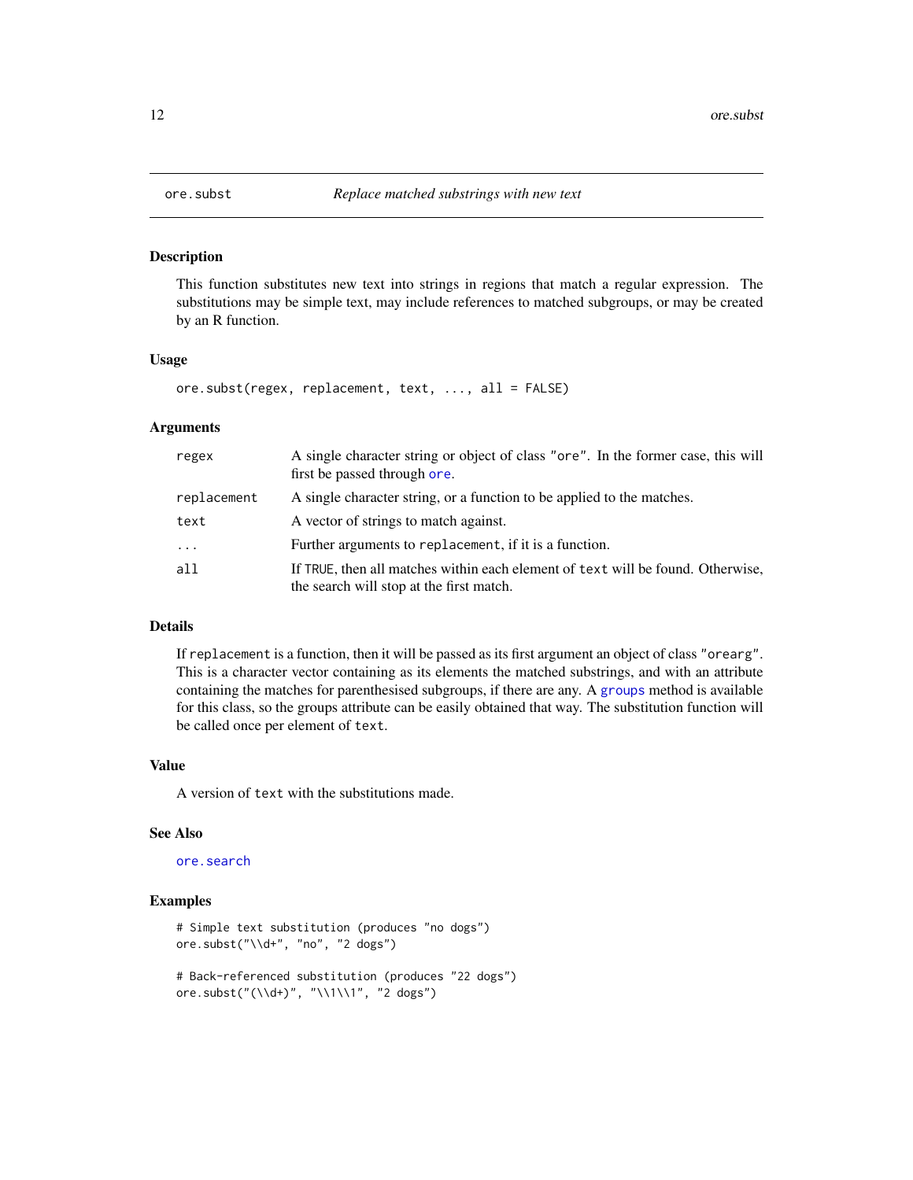## ore.subst — *Replace matched substrings with new text*

### Description

This function substitutes new text into strings in regions that match a regular expression. The substitutions may be simple text, may include references to matched subgroups, or may be created by an R function.

### Usage

```
ore.subst(regex, replacement, text, ..., all = FALSE)
```

### Arguments

| | |
|---|---|
| `regex` | A single character string or object of class `"ore"`. In the former case, this will first be passed through `ore`. |
| `replacement` | A single character string, or a function to be applied to the matches. |
| `text` | A vector of strings to match against. |
| `...` | Further arguments to `replacement`, if it is a function. |
| `all` | If `TRUE`, then all matches within each element of `text` will be found. Otherwise, the search will stop at the first match. |

### Details

If `replacement` is a function, then it will be passed as its first argument an object of class `"orearg"`. This is a character vector containing as its elements the matched substrings, and with an attribute containing the matches for parenthesised subgroups, if there are any. A `groups` method is available for this class, so the groups attribute can be easily obtained that way. The substitution function will be called once per element of `text`.

### Value

A version of `text` with the substitutions made.

### See Also

`ore.search`

### Examples

```
# Simple text substitution (produces "no dogs")
ore.subst("\\d+", "no", "2 dogs")

# Back-referenced substitution (produces "22 dogs")
ore.subst("(\\d+)", "\\1\\1", "2 dogs")
```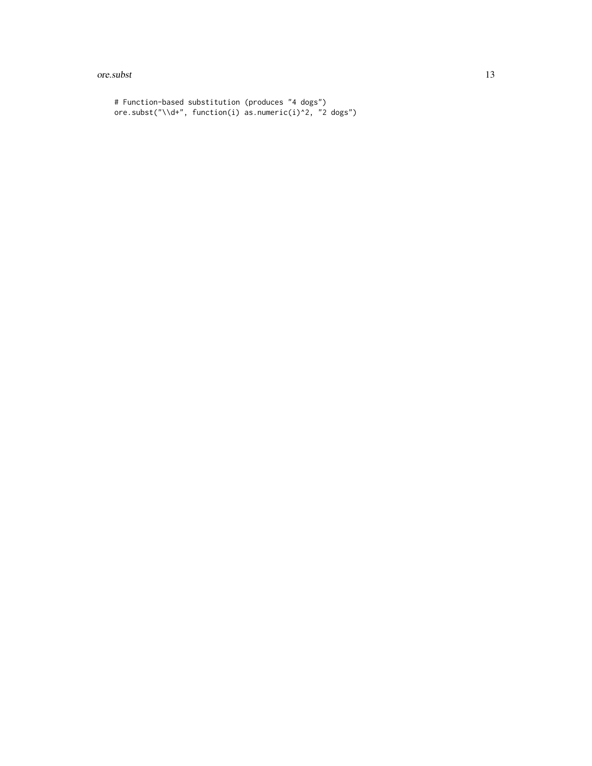```
# Function-based substitution (produces "4 dogs")
ore.subst("\\d+", function(i) as.numeric(i)^2, "2 dogs")
```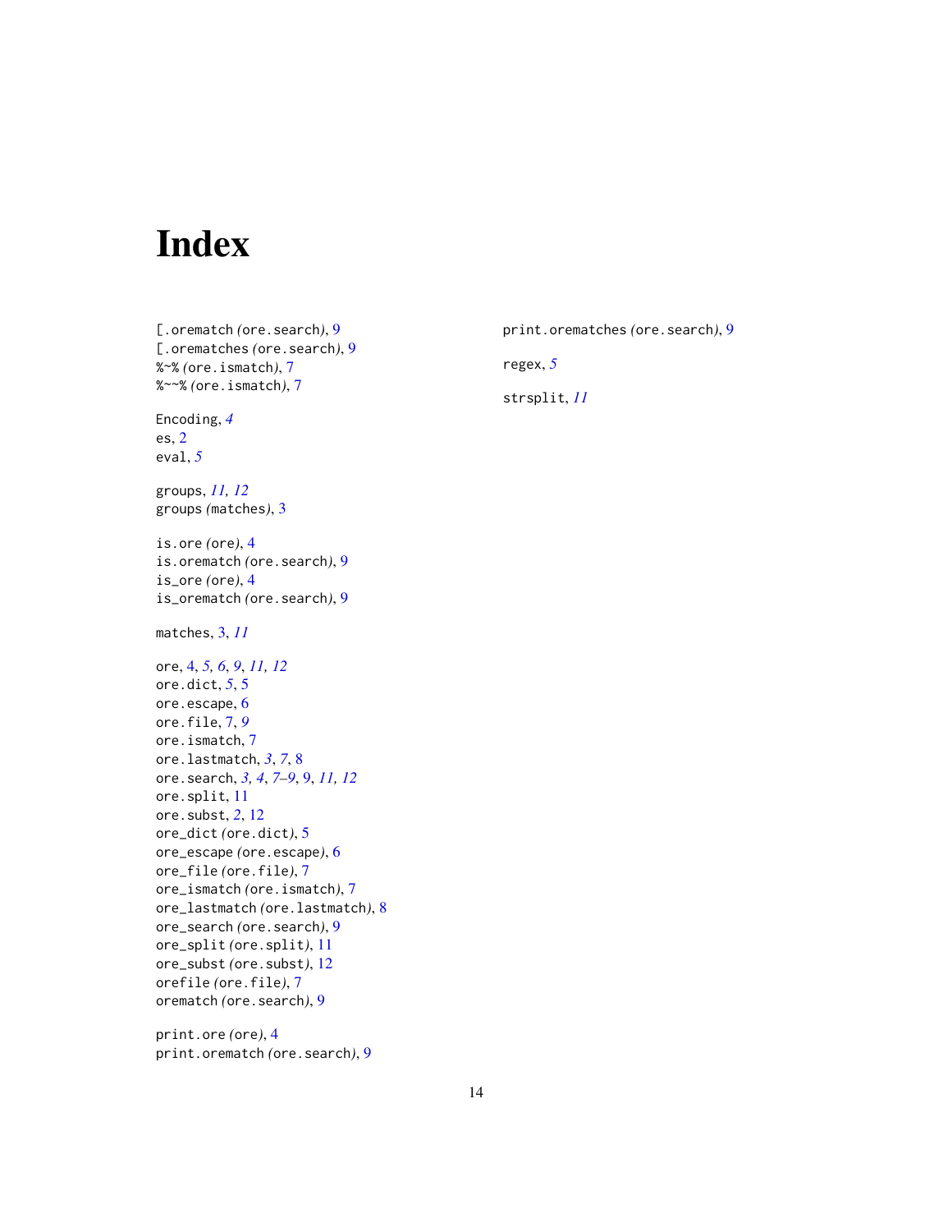# Index

[.orematch (ore.search), 9
[.orematches (ore.search), 9
%~% (ore.ismatch), 7
%~~% (ore.ismatch), 7

Encoding, *4*
es, 2
eval, *5*

groups, *11, 12*
groups (matches), 3

is.ore (ore), 4
is.orematch (ore.search), 9
is_ore (ore), 4
is_orematch (ore.search), 9

matches, 3, *11*

ore, 4, *5, 6*, *9*, *11, 12*
ore.dict, *5*, 5
ore.escape, 6
ore.file, 7, *9*
ore.ismatch, 7
ore.lastmatch, *3*, *7*, 8
ore.search, *3, 4*, *7–9*, 9, *11, 12*
ore.split, 11
ore.subst, *2*, 12
ore_dict (ore.dict), 5
ore_escape (ore.escape), 6
ore_file (ore.file), 7
ore_ismatch (ore.ismatch), 7
ore_lastmatch (ore.lastmatch), 8
ore_search (ore.search), 9
ore_split (ore.split), 11
ore_subst (ore.subst), 12
orefile (ore.file), 7
orematch (ore.search), 9

print.ore (ore), 4
print.orematch (ore.search), 9
print.orematches (ore.search), 9

regex, *5*

strsplit, *11*